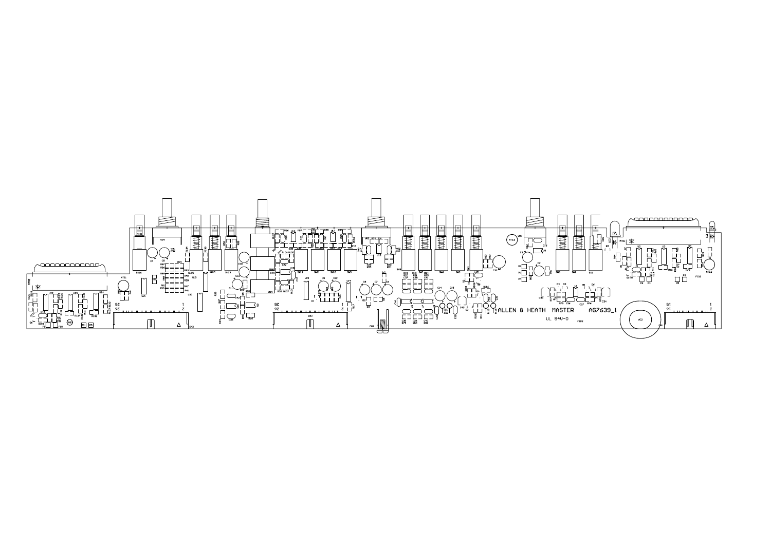ALLEN & HEATH MASTER AG7639_1

UL 94V-0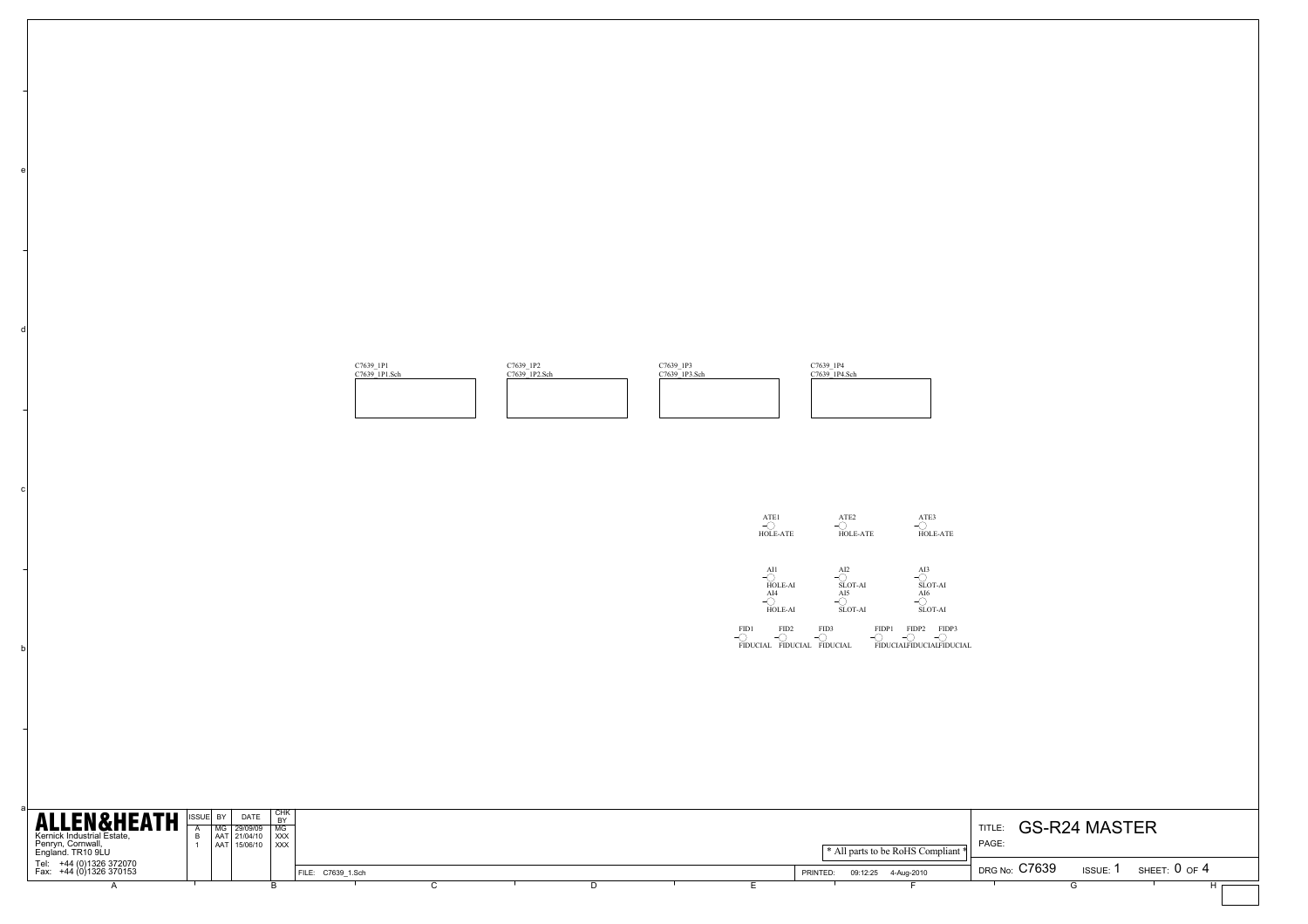C7639_1P1
C7639_1P1.Sch

C7639_1P2
C7639_1P2.Sch

C7639_1P3
C7639_1P3.Sch

C7639_1P4
C7639_1P4.Sch

ATE1 HOLE-ATE
ATE2 HOLE-ATE
ATE3 HOLE-ATE

AI1 HOLE-AI
AI2 SLOT-AI
AI3 SLOT-AI
AI4 HOLE-AI
AI5 SLOT-AI
AI6 SLOT-AI

FID1 FIDUCIAL
FID2 FIDUCIAL
FID3 FIDUCIAL
FIDP1 FIDUCIAL
FIDP2 FIDUCIAL
FIDP3 FIDUCIAL

**ALLEN&HEATH**
Kernick Industrial Estate,
Penryn, Cornwall,
England. TR10 9LU
Tel: +44 (0)1326 372070
Fax: +44 (0)1326 370153

| ISSUE | BY | DATE | CHK BY |
|---|---|---|---|
| A | MG | 29/09/09 | MG |
| B | AAT | 21/04/10 | XXX |
| 1 | AAT | 15/06/10 | XXX |

* All parts to be RoHS Compliant *

FILE: C7639_1.Sch

PRINTED: 09:12:25 4-Aug-2010

TITLE: GS-R24 MASTER

PAGE:

DRG No: C7639 ISSUE: 1 SHEET: 0 OF 4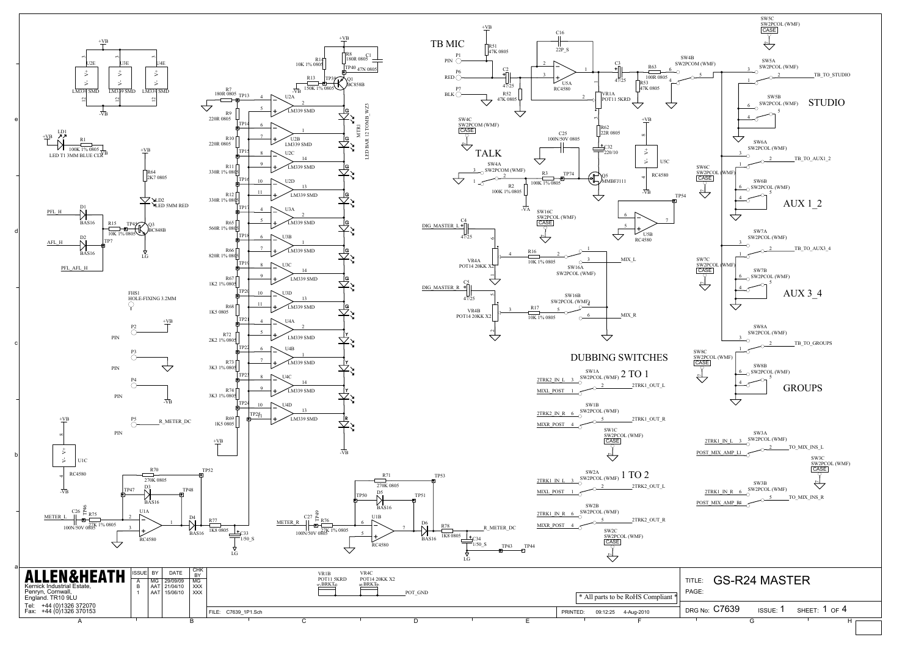## GS-R24 MASTER

### TB MIC

P1 PIN, P6 RED, P7 BLK

R51 47K 0805, C16 22P_S, C2 47/25, R52 47K 0805, U5A RC4580, C3 47/25, R63 100R 0805, R53 47K 0805, VR1A POT11 5KRD, R62 22R 0805, C32 220/10, C25 100N/50V 0805, U5C RC4580, U5B RC4580, TP54

SW4B SW2PCOM (WMF), SW4C SW2PCOM (WMF) CASE

### TALK

SW4A SW2PCOM (WMF), R3 100K 1% 0805, TP74, R2 100K 1% 0805, -VA, Q5 MMBFJ111

### STUDIO

SW5C SW2PCOL (WMF) CASE, SW5A SW2PCOL (WMF), SW5B SW2PCOL (WMF) — TB_TO_STUDIO

### AUX 1_2

SW6A SW2PCOL (WMF), SW6C SW2PCOL (WMF) CASE, SW6B SW2PCOL (WMF) — TB_TO_AUX1_2

### AUX 3_4

SW7A SW2PCOL (WMF), SW7C SW2PCOL (WMF) CASE, SW7B SW2PCOL (WMF) — TB_TO_AUX3_4

### GROUPS

SW8A SW2PCOL (WMF), SW8C SW2PCOL (WMF) CASE, SW8B SW2PCOL (WMF) — TB_TO_GROUPS

### Meter

U2E, U3E, U4E LM339 SMD; +VB, -VB

LD1 LED T1 3MM BLUE CLR, R1 100K 1% 0805

R14 10K 1% 0805, R8 180R 0805, C1 47N 0805, TP40, R13 150K 1% 0805, TP39, Q1 BC858B

R7 180R 0805, R9 220R 0805, R10 220R 0805, R11 330R 1% 0805, R12 330R 1% 0805, R65 560R 1% 0805, R66 820R 1% 0805, R67 1K2 1% 0805, R68 1K5 0805, R72 2K2 1% 0805, R73 3K3 1% 0805, R74 3K3 1% 0805, R69 1K5 0805

TP13–TP24, TP25, TP1

U2A, U2B, U2C, U2D, U3A, U3B, U3C, U3D, U4A, U4B, U4C, U4D LM339 SMD

MTR1 LED BAR 12 TOMB_WZ3 (G, Y, R)

R64 2K7 0805, LD2 LED 5MM RED, Q3 BC848B, R15 10K 1% 0805, TP45, TP7, D1 BAS16, D2 BAS16, LG

PFL_H, AFL_H, PFL_AFL_H

FHS1 HOLE-FIXING 3.2MM

P2 PIN (+VB), P3 PIN, P4 PIN (-VB), P5 PIN (R_METER_DC)

U1C RC4580

METER_L, C26 100N/50V 0805, TP46, R75 27K 1% 0805, U1A RC4580, R70 270K 0805, D3 BAS16, TP47, TP48, TP52, D4 BAS16, R77 1K8 0805, C33 1/50_S, LG

METER_R, C27 100N/50V 0805, TP49, R76 27K 1% 0805, U1B RC4580, R71 270K 0805, D5 BAS16, TP50, TP51, TP53, D6 BAS16, R78 1K8 0805, C34 1/50_S, R_METER_DC, TP43, TP44, LG

### Digital master

DIG_MASTER_L, C4 47/25, VR4A POT14 20KK X2, R16 10K 1% 0805, SW16A SW2PCOL (WMF), MIX_L

DIG_MASTER_R, C5 47/25, VR4B POT14 20KK X2, R17 10K 1% 0805, SW16B SW2PCOL (WMF), MIX_R

SW16C SW2PCOL (WMF) CASE

### DUBBING SWITCHES

**2 TO 1**

SW1A SW2PCOL (WMF): 2TRK2_IN_L, MIXL_POST — 2TRK1_OUT_L

SW1B SW2PCOL (WMF): 2TRK2_IN_R, MIXR_POST — 2TRK1_OUT_R

SW1C SW2PCOL (WMF) CASE

**1 TO 2**

SW2A SW2PCOL (WMF): 2TRK1_IN_L, MIXL_POST — 2TRK2_OUT_L

SW2B SW2PCOL (WMF): 2TRK1_IN_R, MIXR_POST — 2TRK2_OUT_R

SW2C SW2PCOL (WMF) CASE

SW3A SW2PCOL (WMF): 2TRK1_IN_L, POST_MIX_AMP_L1 — TO_MIX_INS_L

SW3B SW2PCOL (WMF): 2TRK1_IN_R, POST_MIX_AMP_R4 — TO_MIX_INS_R

SW3C SW2PCOL (WMF) CASE

VR1B POT11 5KRD BRKT, VR4C POT14 20KK X2 BRKT — POT_GND

\* All parts to be RoHS Compliant \*

| ISSUE | BY | DATE | CHK BY |
|---|---|---|---|
| A | MG | 29/09/09 | MG |
| B | AAT | 21/04/10 | XXX |
| 1 | AAT | 15/06/10 | XXX |

**ALLEN&HEATH**
Kernick Industrial Estate, Penryn, Cornwall, England. TR10 9LU
Tel: +44 (0)1326 372070
Fax: +44 (0)1326 370153

FILE: C7639_1P1.Sch
PRINTED: 09:12:25 4-Aug-2010

TITLE: GS-R24 MASTER
PAGE:
DRG No: C7639 ISSUE: 1 SHEET: 1 OF 4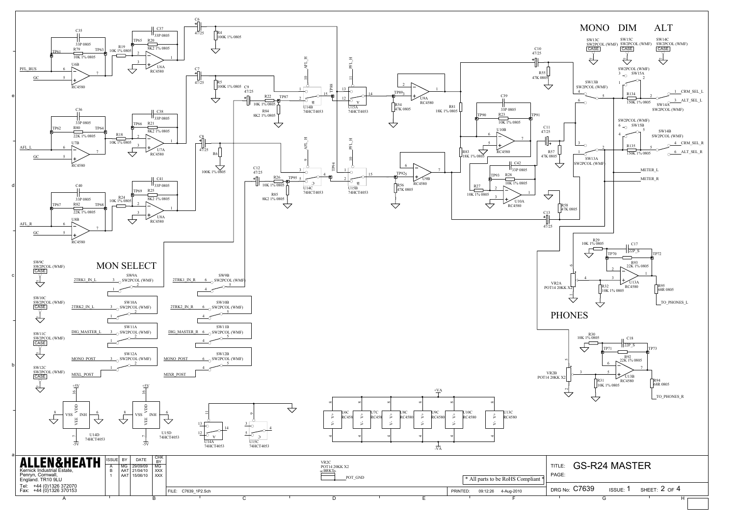# MONO DIM ALT

# MON SELECT

# PHONES

| ISSUE | BY | DATE | CHK BY |
|---|---|---|---|
| A | MG | 29/09/09 | MG |
| B | AAT | 21/04/10 | XXX |
| 1 | AAT | 15/06/10 | XXX |

**ALLEN&HEATH**
Kernick Industrial Estate,
Penryn, Cornwall,
England. TR10 9LU
Tel: +44 (0)1326 372070
Fax: +44 (0)1326 370153

FILE: C7639_1P2.Sch

PRINTED: 09:12:26 4-Aug-2010

* All parts to be RoHS Compliant *

TITLE: GS-R24 MASTER

PAGE:

DRG No: C7639 ISSUE: 1 SHEET: 2 OF 4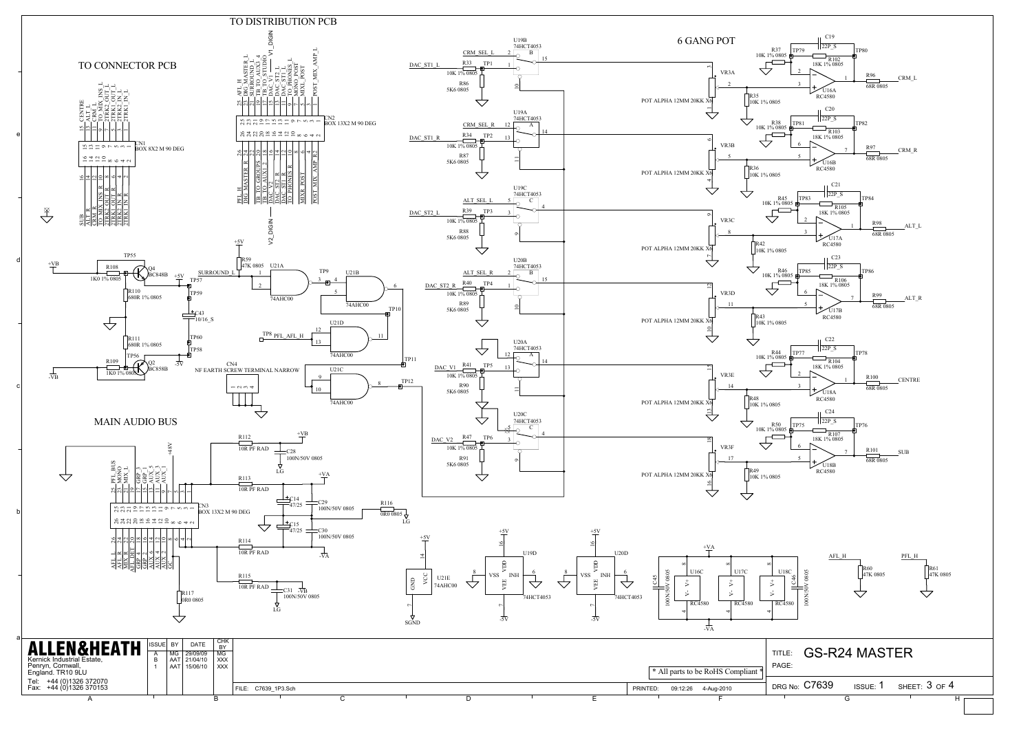# GS-R24 MASTER

## TO DISTRIBUTION PCB

## TO CONNECTOR PCB

## 6 GANG POT

## MAIN AUDIO BUS

**CN1** BOX 8X2 M 90 DEG

| Pin | Signal | Pin | Signal |
|---|---|---|---|
| 15 | CENTRE | 16 | SUB |
| 13 | ALT_L | 14 | ALT_R |
| 11 | CRM_L | 12 | CRM_R |
| 9 | TO_MIX_INS_L | 10 | TO_MIX_INS_R |
| 7 | 2TRK2_OUT_L | 8 | 2TRK2_OUT_R |
| 5 | 2TRK1_OUT_L | 6 | 2TRK1_OUT_R |
| 3 | 2TRK2_IN_L | 4 | 2TRK2_IN_R |
| 1 | 2TRK1_IN_L | 2 | 2TRK1_IN_R |

**CN2** BOX 13X2 M 90 DEG

| Pin | Signal | Pin | Signal |
|---|---|---|---|
| 25 | AFL_H | 26 | PFL_H |
| 23 | DIG_MASTER_L | 24 | DIG_MASTER_R |
| 21 | SURROUND_L | 22 | |
| 19 | TB_TO_AUX1_4 | 20 | TB_TO_GROUPS |
| 17 | TB_TO_STUDIO | 18 | TB_TO_AUX2_8 |
| 15 | DAC_V1 | 16 | DAC_V2 |
| 13 | DAC_ST2_L | 14 | DAC_ST2_R |
| 11 | DAC_ST1_L | 12 | DAC_ST1_R |
| 9 | TO_PHONES_L | 10 | TO_PHONES_R |
| 7 | MONO_POST | 8 | |
| 5 | MIXL_POST | 6 | MIXR_POST |
| 3 | | 4 | |
| 1 | POST_MIX_AMP_L | 2 | POST_MIX_AMP_R |

V1_DIGIN, V2_DIGIN

**CN3** BOX 13X2 M 90 DEG

| Pin | Signal | Pin | Signal |
|---|---|---|---|
| 25 | PFL_BUS | 26 | AFL_L |
| 23 | MONO | 24 | AFL_R |
| 21 | MIX_L | 22 | MIX_R |
| 19 | | 20 | AFL_DET |
| 17 | GRP_3 | 18 | GRP_4 |
| 15 | GRP_1 | 16 | GRP_2 |
| 13 | AUX_5 | 14 | AUX_6 |
| 11 | AUX_3 | 12 | AUX_4 |
| 9 | AUX_1 | 10 | AUX_2 |
| 7 | | 8 | GC |
| 5 | | 6 | |
| 3 | | 4 | |
| 1 | | 2 | |

+48V

CN4 NF EARTH SCREW TERMINAL NARROW

### Components

- Q4 BC848B, Q2 BC858B
- R108 1K0 1% 0805, R109 1K0 1% 0805
- R110 680R 1% 0805, R111 680R 1% 0805
- C43 10/16_S
- R59 47K 0805
- U21A, U21B, U21C, U21D 74AHC00 (SURROUND_L, PFL_AFL_H)
- U21E 74AHC00 (VCC 14, GND 7, +5V, SGND)
- R112 10R PF RAD, R113 10R PF RAD, R114 10R PF RAD, R115 10R PF RAD
- C28 100N/50V 0805, C29 100N/50V 0805, C30 100N/50V 0805, C31 100N/50V 0805
- C14 47/25, C15 47/25
- R116 0R0 0805, R117 0R0 0805
- +VB, -VB, +VA, -VA, LG
- U19A, U19B, U19C 74HCT4053; U20A, U20B, U20C 74HCT4053
- U19D 74HCT4053, U20D 74HCT4053 (VDD 16 +5V, VEE 7 -5V, VSS 8, INH 6)
- CRM_SEL_L, CRM_SEL_R, ALT_SEL_L, ALT_SEL_R
- DAC_ST1_L: R33 10K 1% 0805, R86 5K6 0805, TP1
- DAC_ST1_R: R34 10K 1% 0805, R87 5K6 0805, TP2
- DAC_ST2_L: R39 10K 1% 0805, R88 5K6 0805, TP3
- DAC_ST2_R: R40 10K 1% 0805, R89 5K6 0805, TP4
- DAC_V1: R41 10K 1% 0805, R90 5K6 0805, TP5
- DAC_V2: R47 10K 1% 0805, R91 5K6 0805, TP6
- VR3A–VR3F POT ALPHA 12MM 20KK X6
- R35, R36, R42, R43, R48, R49 10K 1% 0805
- R37, R38, R45, R46, R44, R50 10K 1% 0805
- R102, R103, R105, R106, R104, R107 18K 1% 0805
- C19, C20, C21, C23, C22, C24 22P_S
- U16A, U16B, U17A, U17B, U18A, U18B RC4580
- U16C, U17C, U18C RC4580 (+VA, -VA)
- C45 100N/50V 0805, C46 100N/50V 0805
- R96 68R 0805 → CRM_L
- R97 68R 0805 → CRM_R
- R98 68R 0805 → ALT_L
- R99 68R 0805 → ALT_R
- R100 68R 0805 → CENTRE
- R101 68R 0805 → SUB
- AFL_H: R60 47K 0805; PFL_H: R61 47K 0805

**ALLEN&HEATH**
Kernick Industrial Estate,
Penryn, Cornwall,
England. TR10 9LU
Tel: +44 (0)1326 372070
Fax: +44 (0)1326 370153

| ISSUE | BY | DATE | CHK BY |
|---|---|---|---|
| A | MG | 29/09/09 | MG |
| B | AAT | 21/04/10 | XXX |
| 1 | AAT | 15/06/10 | XXX |

\* All parts to be RoHS Compliant \*

FILE: C7639_1P3.Sch PRINTED: 09:12:26 4-Aug-2010

TITLE: GS-R24 MASTER
PAGE:
DRG No: C7639 ISSUE: 1 SHEET: 3 OF 4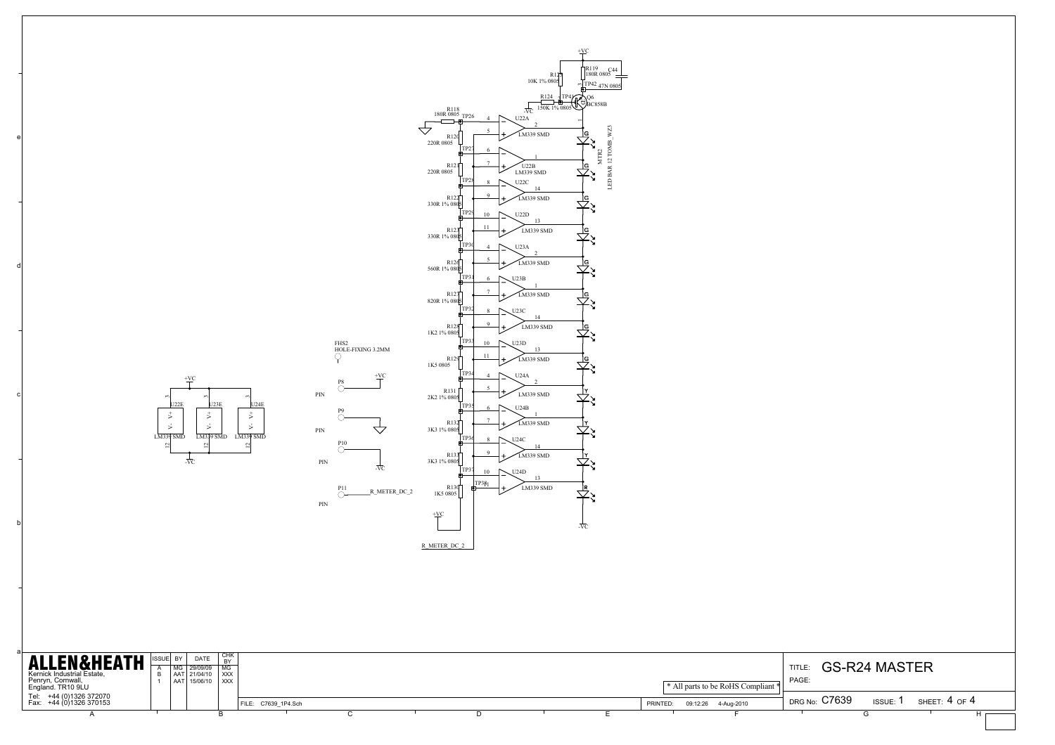+VC

R119 180R 0805

C44 47N 0805

R125 10K 1% 0805

TP42

R124 150K 1% 0805

TP41

Q6 BC858B

-VC

R118 180R 0805

TP26

U22A LM339 SMD

R120 220R 0805

TP27

U22B LM339 SMD

R121 220R 0805

TP28

U22C LM339 SMD

R122 330R 1% 0805

TP29

U22D LM339 SMD

R123 330R 1% 0805

TP30

U23A LM339 SMD

R126 560R 1% 0805

TP31

U23B LM339 SMD

R127 820R 1% 0805

TP32

U23C LM339 SMD

R128 1K2 1% 0805

TP33

U23D LM339 SMD

R129 1K5 0805

TP34

U24A LM339 SMD

R131 2K2 1% 0805

TP35

U24B LM339 SMD

R132 3K3 1% 0805

TP36

U24C LM339 SMD

R133 3K3 1% 0805

TP37

U24D LM339 SMD

R130 1K5 0805

TP38

MTR2 LED BAR 12 TOMB_WZ3

G G G G G G G G Y Y Y R

-VC

+VC

R_METER_DC_2

FHS2 HOLE-FIXING 3.2MM

P8 PIN +VC

P9 PIN

P10 PIN -VC

P11 PIN R_METER_DC_2

U22E LM339 SMD

U23E LM339 SMD

U24E LM339 SMD

+VC

-VC

**ALLEN&HEATH**

Kernick Industrial Estate,
Penryn, Cornwall,
England. TR10 9LU

Tel: +44 (0)1326 372070
Fax: +44 (0)1326 370153

| ISSUE | BY | DATE | CHK BY |
|---|---|---|---|
| A | MG | 29/09/09 | MG |
| B | AAT | 21/04/10 | XXX |
| 1 | AAT | 15/06/10 | XXX |

FILE: C7639_1P4.Sch

* All parts to be RoHS Compliant *

PRINTED: 09:12:26 4-Aug-2010

TITLE: GS-R24 MASTER

PAGE:

DRG No: C7639 ISSUE: 1 SHEET: 4 OF 4